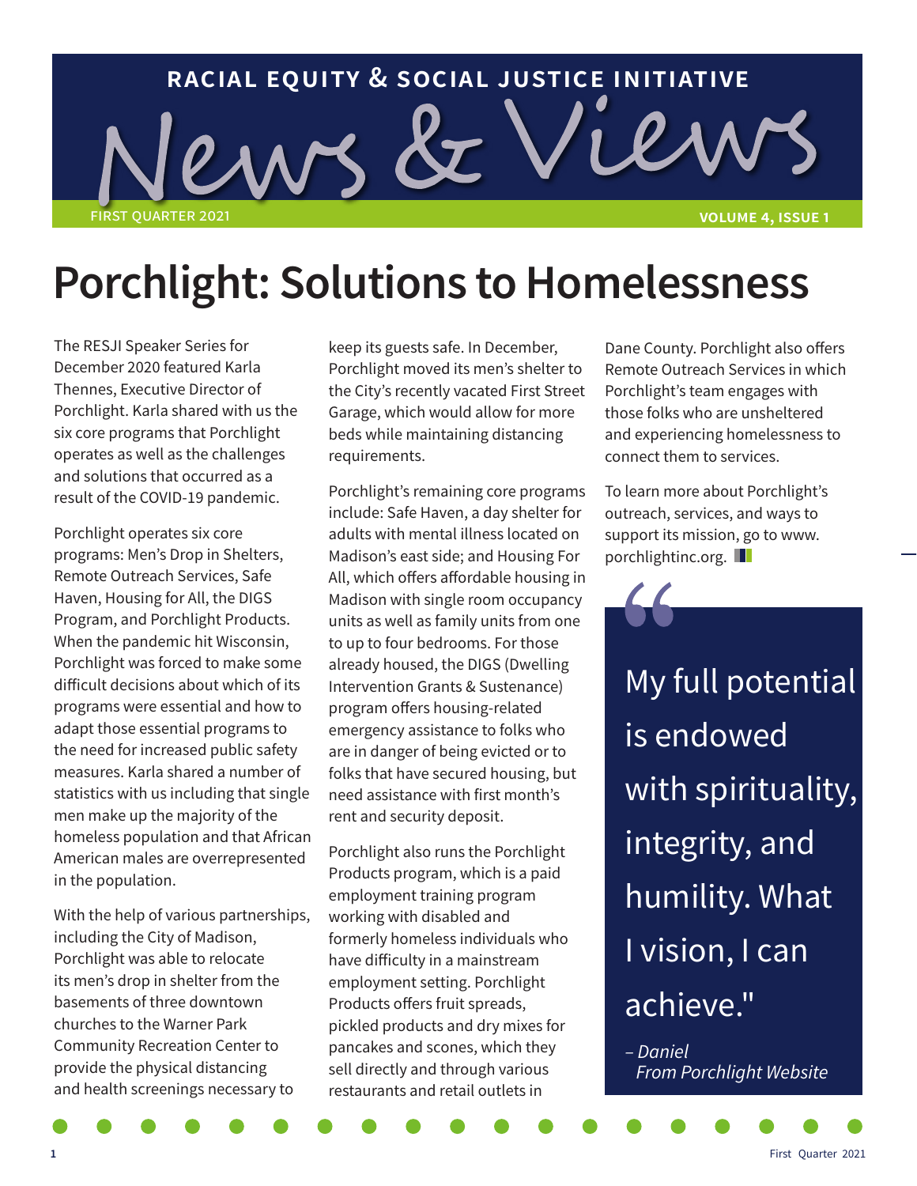RACIAL EQUITY & SOCIAL JUSTICE INITIATIVE

# News & Views

FIRST QUARTER 2021 VOLUME 4, ISSUE 1

# Porchlight: Solutions to Homelessness

The RESJI Speaker Series for December 2020 featured Karla Thennes, Executive Director of Porchlight. Karla shared with us the six core programs that Porchlight operates as well as the challenges and solutions that occurred as a result of the COVID-19 pandemic.

Porchlight operates six core programs: Men's Drop in Shelters, Remote Outreach Services, Safe Haven, Housing for All, the DIGS Program, and Porchlight Products. When the pandemic hit Wisconsin, Porchlight was forced to make some difficult decisions about which of its programs were essential and how to adapt those essential programs to the need for increased public safety measures. Karla shared a number of statistics with us including that single men make up the majority of the homeless population and that African American males are overrepresented in the population.

With the help of various partnerships, including the City of Madison, Porchlight was able to relocate its men's drop in shelter from the basements of three downtown churches to the Warner Park Community Recreation Center to provide the physical distancing and health screenings necessary to keep its guests safe. In December, Porchlight moved its men's shelter to the City's recently vacated First Street Garage, which would allow for more beds while maintaining distancing requirements.

Porchlight's remaining core programs include: Safe Haven, a day shelter for adults with mental illness located on Madison's east side; and Housing For All, which offers affordable housing in Madison with single room occupancy units as well as family units from one to up to four bedrooms. For those already housed, the DIGS (Dwelling Intervention Grants & Sustenance) program offers housing-related emergency assistance to folks who are in danger of being evicted or to folks that have secured housing, but need assistance with first month's rent and security deposit.

Porchlight also runs the Porchlight Products program, which is a paid employment training program working with disabled and formerly homeless individuals who have difficulty in a mainstream employment setting. Porchlight Products offers fruit spreads, pickled products and dry mixes for pancakes and scones, which they sell directly and through various restaurants and retail outlets in Dane County. Porchlight also offers Remote Outreach Services in which Porchlight's team engages with those folks who are unsheltered and experiencing homelessness to connect them to services.

To learn more about Porchlight's outreach, services, and ways to support its mission, go to www.porchlightinc.org.

> "My full potential is endowed with spirituality, integrity, and humility. What I vision, I can achieve."
>
> *– Daniel From Porchlight Website*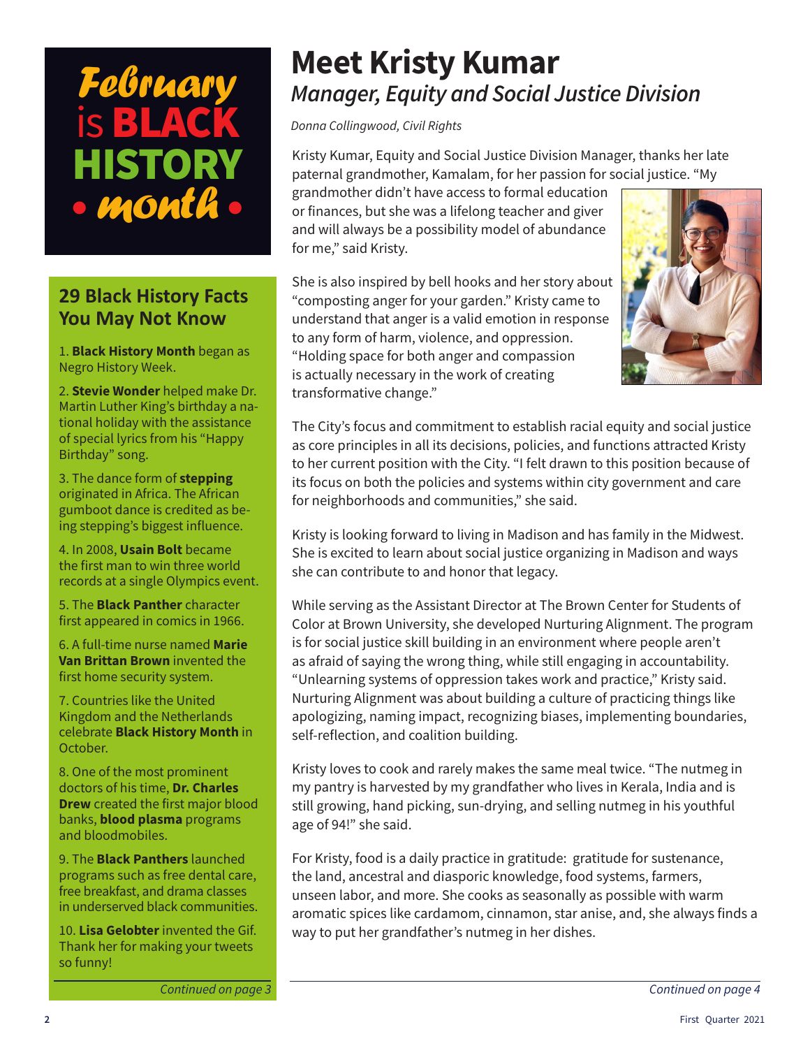# February is BLACK HISTORY • month •

## 29 Black History Facts You May Not Know

1. **Black History Month** began as Negro History Week.

2. **Stevie Wonder** helped make Dr. Martin Luther King's birthday a national holiday with the assistance of special lyrics from his "Happy Birthday" song.

3. The dance form of **stepping** originated in Africa. The African gumboot dance is credited as being stepping's biggest influence.

4. In 2008, **Usain Bolt** became the first man to win three world records at a single Olympics event.

5. The **Black Panther** character first appeared in comics in 1966.

6. A full-time nurse named **Marie Van Brittan Brown** invented the first home security system.

7. Countries like the United Kingdom and the Netherlands celebrate **Black History Month** in October.

8. One of the most prominent doctors of his time, **Dr. Charles Drew** created the first major blood banks, **blood plasma** programs and bloodmobiles.

9. The **Black Panthers** launched programs such as free dental care, free breakfast, and drama classes in underserved black communities.

10. **Lisa Gelobter** invented the Gif. Thank her for making your tweets so funny!

*Continued on page 3*

# Meet Kristy Kumar

## *Manager, Equity and Social Justice Division*

*Donna Collingwood, Civil Rights*

Kristy Kumar, Equity and Social Justice Division Manager, thanks her late paternal grandmother, Kamalam, for her passion for social justice. "My grandmother didn't have access to formal education or finances, but she was a lifelong teacher and giver and will always be a possibility model of abundance for me," said Kristy.

She is also inspired by bell hooks and her story about "composting anger for your garden." Kristy came to understand that anger is a valid emotion in response to any form of harm, violence, and oppression. "Holding space for both anger and compassion is actually necessary in the work of creating transformative change."

The City's focus and commitment to establish racial equity and social justice as core principles in all its decisions, policies, and functions attracted Kristy to her current position with the City. "I felt drawn to this position because of its focus on both the policies and systems within city government and care for neighborhoods and communities," she said.

Kristy is looking forward to living in Madison and has family in the Midwest. She is excited to learn about social justice organizing in Madison and ways she can contribute to and honor that legacy.

While serving as the Assistant Director at The Brown Center for Students of Color at Brown University, she developed Nurturing Alignment. The program is for social justice skill building in an environment where people aren't as afraid of saying the wrong thing, while still engaging in accountability. "Unlearning systems of oppression takes work and practice," Kristy said. Nurturing Alignment was about building a culture of practicing things like apologizing, naming impact, recognizing biases, implementing boundaries, self-reflection, and coalition building.

Kristy loves to cook and rarely makes the same meal twice. "The nutmeg in my pantry is harvested by my grandfather who lives in Kerala, India and is still growing, hand picking, sun-drying, and selling nutmeg in his youthful age of 94!" she said.

For Kristy, food is a daily practice in gratitude: gratitude for sustenance, the land, ancestral and diasporic knowledge, food systems, farmers, unseen labor, and more. She cooks as seasonally as possible with warm aromatic spices like cardamom, cinnamon, star anise, and, she always finds a way to put her grandfather's nutmeg in her dishes.

*Continued on page 4*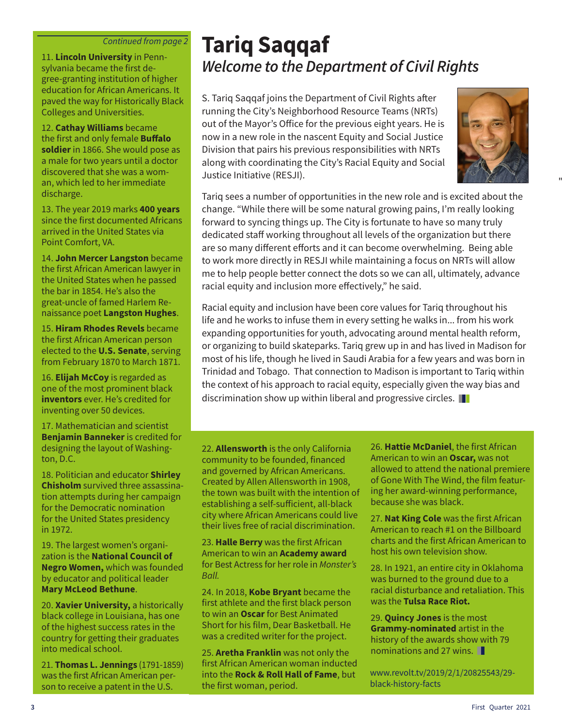*Continued from page 2*

11. **Lincoln University** in Pennsylvania became the first degree-granting institution of higher education for African Americans. It paved the way for Historically Black Colleges and Universities.

12. **Cathay Williams** became the first and only female **Buffalo soldier** in 1866. She would pose as a male for two years until a doctor discovered that she was a woman, which led to her immediate discharge.

13. The year 2019 marks **400 years** since the first documented Africans arrived in the United States via Point Comfort, VA.

14. **John Mercer Langston** became the first African American lawyer in the United States when he passed the bar in 1854. He's also the great-uncle of famed Harlem Renaissance poet **Langston Hughes**.

15. **Hiram Rhodes Revels** became the first African American person elected to the **U.S. Senate**, serving from February 1870 to March 1871.

16. **Elijah McCoy** is regarded as one of the most prominent black **inventors** ever. He's credited for inventing over 50 devices.

17. Mathematician and scientist **Benjamin Banneker** is credited for designing the layout of Washington, D.C.

18. Politician and educator **Shirley Chisholm** survived three assassination attempts during her campaign for the Democratic nomination for the United States presidency in 1972.

19. The largest women's organization is the **National Council of Negro Women,** which was founded by educator and political leader **Mary McLeod Bethune**.

20. **Xavier University,** a historically black college in Louisiana, has one of the highest success rates in the country for getting their graduates into medical school.

21. **Thomas L. Jennings** (1791-1859) was the first African American person to receive a patent in the U.S.

# Tariq Saqqaf

## *Welcome to the Department of Civil Rights*

S. Tariq Saqqaf joins the Department of Civil Rights after running the City's Neighborhood Resource Teams (NRTs) out of the Mayor's Office for the previous eight years. He is now in a new role in the nascent Equity and Social Justice Division that pairs his previous responsibilities with NRTs along with coordinating the City's Racial Equity and Social Justice Initiative (RESJI).

Tariq sees a number of opportunities in the new role and is excited about the change. "While there will be some natural growing pains, I'm really looking forward to syncing things up. The City is fortunate to have so many truly dedicated staff working throughout all levels of the organization but there are so many different efforts and it can become overwhelming. Being able to work more directly in RESJI while maintaining a focus on NRTs will allow me to help people better connect the dots so we can all, ultimately, advance racial equity and inclusion more effectively," he said.

Racial equity and inclusion have been core values for Tariq throughout his life and he works to infuse them in every setting he walks in... from his work expanding opportunities for youth, advocating around mental health reform, or organizing to build skateparks. Tariq grew up in and has lived in Madison for most of his life, though he lived in Saudi Arabia for a few years and was born in Trinidad and Tobago. That connection to Madison is important to Tariq within the context of his approach to racial equity, especially given the way bias and discrimination show up within liberal and progressive circles.

22. **Allensworth** is the only California community to be founded, financed and governed by African Americans. Created by Allen Allensworth in 1908, the town was built with the intention of establishing a self-sufficient, all-black city where African Americans could live their lives free of racial discrimination.

23. **Halle Berry** was the first African American to win an **Academy award** for Best Actress for her role in *Monster's Ball.*

24. In 2018, **Kobe Bryant** became the first athlete and the first black person to win an **Oscar** for Best Animated Short for his film, Dear Basketball. He was a credited writer for the project.

25. **Aretha Franklin** was not only the first African American woman inducted into the **Rock & Roll Hall of Fame**, but the first woman, period.

26. **Hattie McDaniel**, the first African American to win an **Oscar,** was not allowed to attend the national premiere of Gone With The Wind, the film featuring her award-winning performance, because she was black.

27. **Nat King Cole** was the first African American to reach #1 on the Billboard charts and the first African American to host his own television show.

28. In 1921, an entire city in Oklahoma was burned to the ground due to a racial disturbance and retaliation. This was the **Tulsa Race Riot.**

29. **Quincy Jones** is the most **Grammy-nominated** artist in the history of the awards show with 79 nominations and 27 wins.

www.revolt.tv/2019/2/1/20825543/29-black-history-facts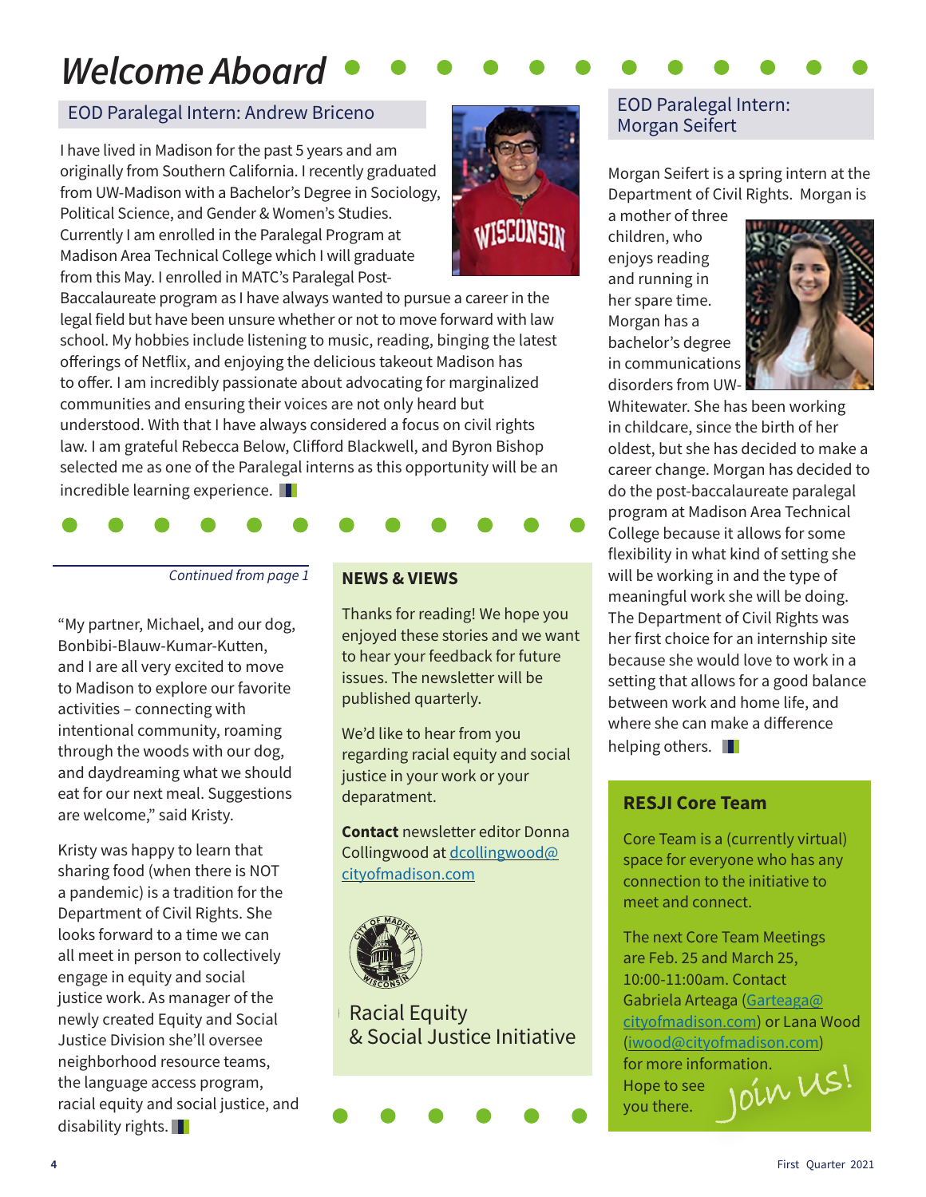# Welcome Aboard

## EOD Paralegal Intern: Andrew Briceno

I have lived in Madison for the past 5 years and am originally from Southern California. I recently graduated from UW-Madison with a Bachelor's Degree in Sociology, Political Science, and Gender & Women's Studies. Currently I am enrolled in the Paralegal Program at Madison Area Technical College which I will graduate from this May. I enrolled in MATC's Paralegal Post-Baccalaureate program as I have always wanted to pursue a career in the legal field but have been unsure whether or not to move forward with law school. My hobbies include listening to music, reading, binging the latest offerings of Netflix, and enjoying the delicious takeout Madison has to offer. I am incredibly passionate about advocating for marginalized communities and ensuring their voices are not only heard but understood. With that I have always considered a focus on civil rights law. I am grateful Rebecca Below, Clifford Blackwell, and Byron Bishop selected me as one of the Paralegal interns as this opportunity will be an incredible learning experience.

*Continued from page 1*

"My partner, Michael, and our dog, Bonbibi-Blauw-Kumar-Kutten, and I are all very excited to move to Madison to explore our favorite activities – connecting with intentional community, roaming through the woods with our dog, and daydreaming what we should eat for our next meal. Suggestions are welcome," said Kristy.

Kristy was happy to learn that sharing food (when there is NOT a pandemic) is a tradition for the Department of Civil Rights. She looks forward to a time we can all meet in person to collectively engage in equity and social justice work. As manager of the newly created Equity and Social Justice Division she'll oversee neighborhood resource teams, the language access program, racial equity and social justice, and disability rights.

## NEWS & VIEWS

Thanks for reading! We hope you enjoyed these stories and we want to hear your feedback for future issues. The newsletter will be published quarterly.

We'd like to hear from you regarding racial equity and social justice in your work or your deparatment.

**Contact** newsletter editor Donna Collingwood at dcollingwood@cityofmadison.com

Racial Equity & Social Justice Initiative

## EOD Paralegal Intern: Morgan Seifert

Morgan Seifert is a spring intern at the Department of Civil Rights. Morgan is a mother of three children, who enjoys reading and running in her spare time. Morgan has a bachelor's degree in communications disorders from UW-Whitewater. She has been working in childcare, since the birth of her oldest, but she has decided to make a career change. Morgan has decided to do the post-baccalaureate paralegal program at Madison Area Technical College because it allows for some flexibility in what kind of setting she will be working in and the type of meaningful work she will be doing. The Department of Civil Rights was her first choice for an internship site because she would love to work in a setting that allows for a good balance between work and home life, and where she can make a difference helping others.

## RESJI Core Team

Core Team is a (currently virtual) space for everyone who has any connection to the initiative to meet and connect.

The next Core Team Meetings are Feb. 25 and March 25, 10:00-11:00am. Contact Gabriela Arteaga (Garteaga@cityofmadison.com) or Lana Wood (iwood@cityofmadison.com) for more information. Hope to see you there.

Join us!